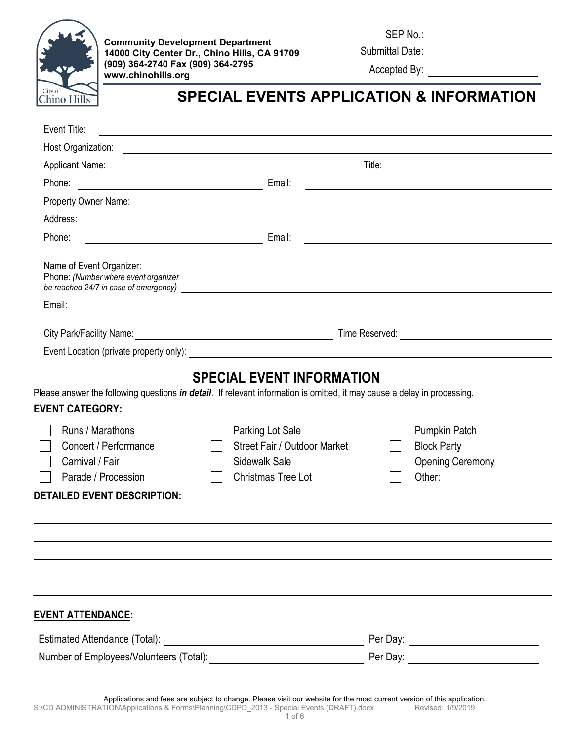**Community Development Department**
**14000 City Center Dr., Chino Hills, CA 91709**
**(909) 364-2740 Fax (909) 364-2795**
**www.chinohills.org**

SEP No.: ____________________

Submittal Date: ____________________

Accepted By: ____________________

# SPECIAL EVENTS APPLICATION & INFORMATION

Event Title: ________________________________________

Host Organization: ________________________________________

Applicant Name: ____________________ Title: ____________________

Phone: ____________________ Email: ____________________

Property Owner Name: ________________________________________

Address: ________________________________________

Phone: ____________________ Email: ____________________

Name of Event Organizer: ________________________________________

Phone: *(Number where event organizer can be reached 24/7 in case of emergency)* ________________________________________

Email: ________________________________________

City Park/Facility Name: ____________________ Time Reserved: ____________________

Event Location (private property only): ________________________________________

## SPECIAL EVENT INFORMATION

Please answer the following questions ***in detail***. If relevant information is omitted, it may cause a delay in processing.

**EVENT CATEGORY:**

- ☐ Runs / Marathons
- ☐ Concert / Performance
- ☐ Carnival / Fair
- ☐ Parade / Procession
- ☐ Parking Lot Sale
- ☐ Street Fair / Outdoor Market
- ☐ Sidewalk Sale
- ☐ Christmas Tree Lot
- ☐ Pumpkin Patch
- ☐ Block Party
- ☐ Opening Ceremony
- ☐ Other:

**DETAILED EVENT DESCRIPTION:**

________________________________________

________________________________________

________________________________________

________________________________________

________________________________________

**EVENT ATTENDANCE:**

Estimated Attendance (Total): ____________________ Per Day: ____________________

Number of Employees/Volunteers (Total): ____________________ Per Day: ____________________

Applications and fees are subject to change. Please visit our website for the most current version of this application.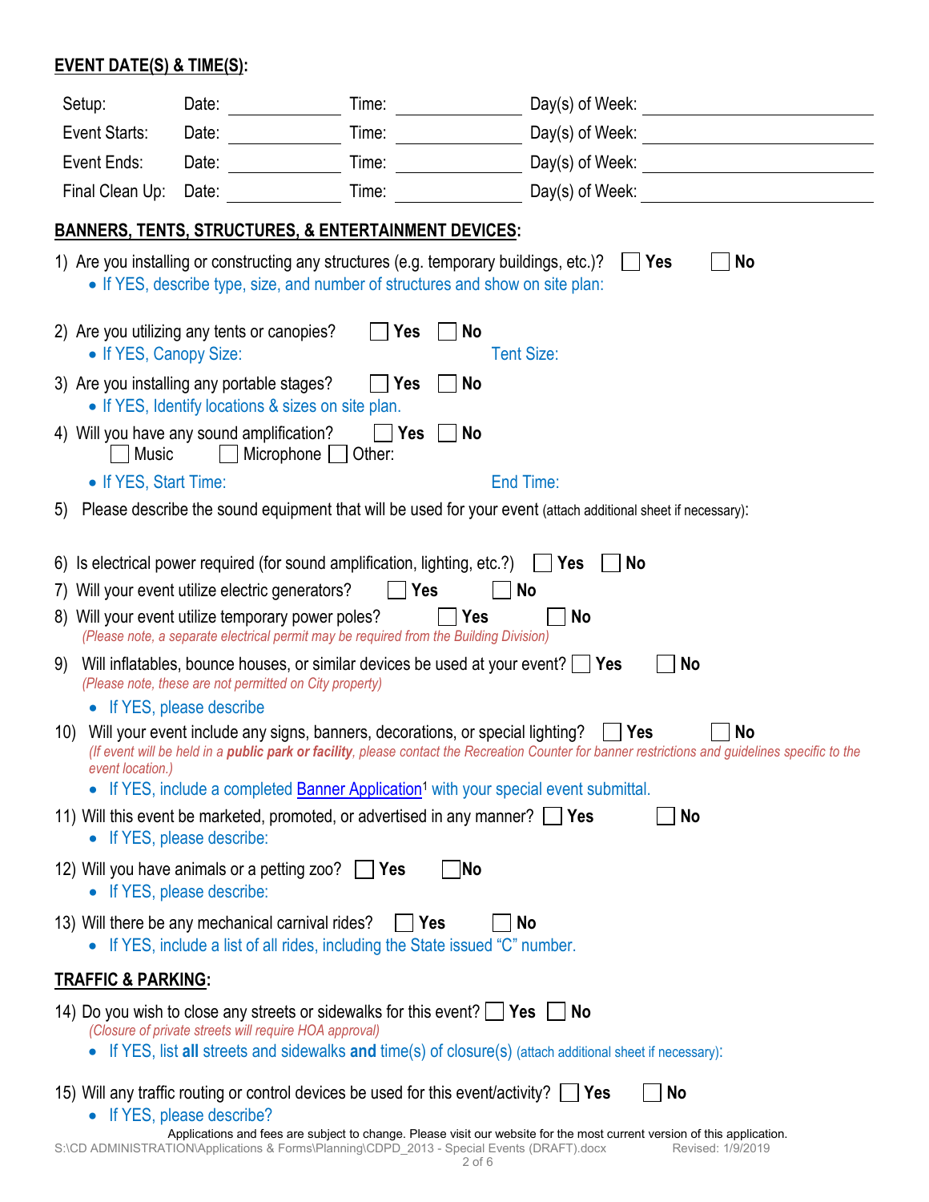**EVENT DATE(S) & TIME(S):**

| | | | |
|---|---|---|---|
| Setup: | Date: ________ | Time: ________ | Day(s) of Week: ________ |
| Event Starts: | Date: ________ | Time: ________ | Day(s) of Week: ________ |
| Event Ends: | Date: ________ | Time: ________ | Day(s) of Week: ________ |
| Final Clean Up: | Date: ________ | Time: ________ | Day(s) of Week: ________ |

**BANNERS, TENTS, STRUCTURES, & ENTERTAINMENT DEVICES:**

1) Are you installing or constructing any structures (e.g. temporary buildings, etc.)? ☐ **Yes** ☐ **No**
   - If YES, describe type, size, and number of structures and show on site plan:

2) Are you utilizing any tents or canopies? ☐ **Yes** ☐ **No**
   - If YES, Canopy Size: Tent Size:

3) Are you installing any portable stages? ☐ **Yes** ☐ **No**
   - If YES, Identify locations & sizes on site plan.

4) Will you have any sound amplification? ☐ **Yes** ☐ **No**
   ☐ Music ☐ Microphone ☐ Other:
   - If YES, Start Time: End Time:

5) Please describe the sound equipment that will be used for your event (attach additional sheet if necessary):

6) Is electrical power required (for sound amplification, lighting, etc.?) ☐ **Yes** ☐ **No**

7) Will your event utilize electric generators? ☐ **Yes** ☐ **No**

8) Will your event utilize temporary power poles? ☐ **Yes** ☐ **No**
   *(Please note, a separate electrical permit may be required from the Building Division)*

9) Will inflatables, bounce houses, or similar devices be used at your event? ☐ **Yes** ☐ **No**
   *(Please note, these are not permitted on City property)*
   - If YES, please describe

10) Will your event include any signs, banners, decorations, or special lighting? ☐ **Yes** ☐ **No**
   *(If event will be held in a* ***public park or facility****, please contact the Recreation Counter for banner restrictions and guidelines specific to the event location.)*
   - If YES, include a completed Banner Application[1] with your special event submittal.

11) Will this event be marketed, promoted, or advertised in any manner? ☐ **Yes** ☐ **No**
   - If YES, please describe:

12) Will you have animals or a petting zoo? ☐ **Yes** ☐ **No**
   - If YES, please describe:

13) Will there be any mechanical carnival rides? ☐ **Yes** ☐ **No**
   - If YES, include a list of all rides, including the State issued "C" number.

**TRAFFIC & PARKING:**

14) Do you wish to close any streets or sidewalks for this event? ☐ **Yes** ☐ **No**
   *(Closure of private streets will require HOA approval)*
   - If YES, list **all** streets and sidewalks **and** time(s) of closure(s) (attach additional sheet if necessary):

15) Will any traffic routing or control devices be used for this event/activity? ☐ **Yes** ☐ **No**
   - If YES, please describe?

Applications and fees are subject to change. Please visit our website for the most current version of this application.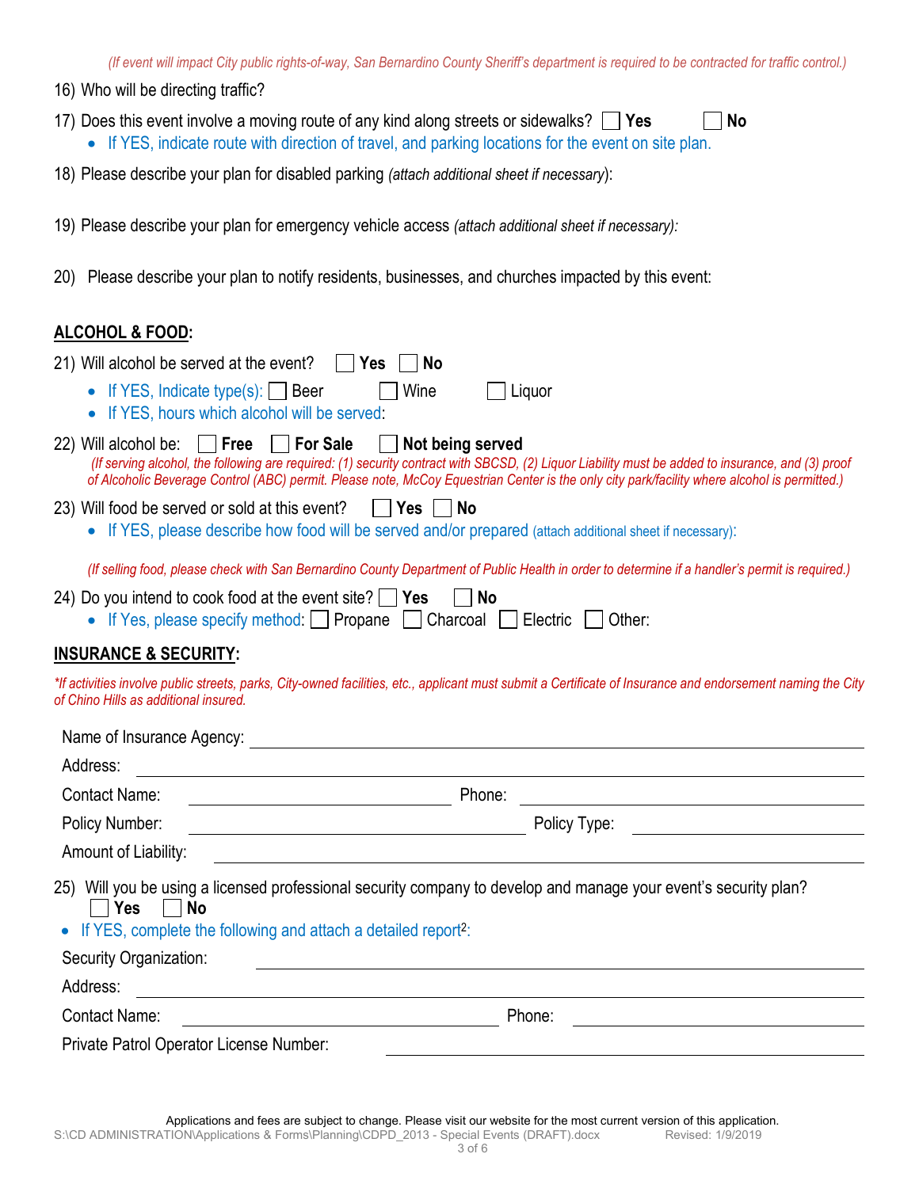*(If event will impact City public rights-of-way, San Bernardino County Sheriff's department is required to be contracted for traffic control.)*

16) Who will be directing traffic?

17) Does this event involve a moving route of any kind along streets or sidewalks? ☐ **Yes** ☐ **No**
   - If YES, indicate route with direction of travel, and parking locations for the event on site plan.

18) Please describe your plan for disabled parking *(attach additional sheet if necessary)*:

19) Please describe your plan for emergency vehicle access *(attach additional sheet if necessary):*

20) Please describe your plan to notify residents, businesses, and churches impacted by this event:

## ALCOHOL & FOOD:

21) Will alcohol be served at the event? ☐ **Yes** ☐ **No**
   - If YES, Indicate type(s): ☐ Beer ☐ Wine ☐ Liquor
   - If YES, hours which alcohol will be served:

22) Will alcohol be: ☐ **Free** ☐ **For Sale** ☐ **Not being served**

   *(If serving alcohol, the following are required: (1) security contract with SBCSD, (2) Liquor Liability must be added to insurance, and (3) proof of Alcoholic Beverage Control (ABC) permit. Please note, McCoy Equestrian Center is the only city park/facility where alcohol is permitted.)*

23) Will food be served or sold at this event? ☐ **Yes** ☐ **No**
   - If YES, please describe how food will be served and/or prepared (attach additional sheet if necessary):

   *(If selling food, please check with San Bernardino County Department of Public Health in order to determine if a handler's permit is required.)*

24) Do you intend to cook food at the event site? ☐ **Yes** ☐ **No**
   - If Yes, please specify method: ☐ Propane ☐ Charcoal ☐ Electric ☐ Other:

## INSURANCE & SECURITY:

*\*If activities involve public streets, parks, City-owned facilities, etc., applicant must submit a Certificate of Insurance and endorsement naming the City of Chino Hills as additional insured.*

Name of Insurance Agency: ______________________________

Address: ______________________________

Contact Name: ______________________________ Phone: ______________________________

Policy Number: ______________________________ Policy Type: ______________________________

Amount of Liability: ______________________________

25) Will you be using a licensed professional security company to develop and manage your event's security plan?
   ☐ **Yes** ☐ **No**

- If YES, complete the following and attach a detailed report[2]:

Security Organization: ______________________________

Address: ______________________________

Contact Name: ______________________________ Phone: ______________________________

Private Patrol Operator License Number: ______________________________

Applications and fees are subject to change. Please visit our website for the most current version of this application.

S:\CD ADMINISTRATION\Applications & Forms\Planning\CDPD_2013 - Special Events (DRAFT).docx Revised: 1/9/2019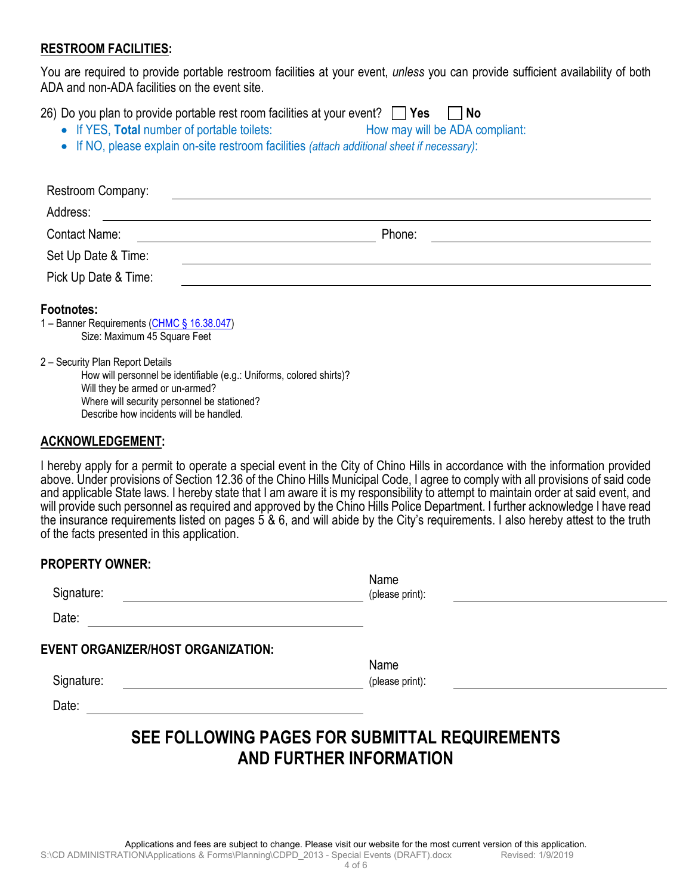## RESTROOM FACILITIES:

You are required to provide portable restroom facilities at your event, *unless* you can provide sufficient availability of both ADA and non-ADA facilities on the event site.

26) Do you plan to provide portable rest room facilities at your event? ☐ **Yes** ☐ **No**

- If YES, **Total** number of portable toilets: How may will be ADA compliant:
- If NO, please explain on-site restroom facilities *(attach additional sheet if necessary)*:

Restroom Company: ______________________________

Address: ______________________________

Contact Name: ______________________________ Phone: ______________________________

Set Up Date & Time: ______________________________

Pick Up Date & Time: ______________________________

**Footnotes:**

1 – Banner Requirements (CHMC § 16.38.047)
Size: Maximum 45 Square Feet

2 – Security Plan Report Details
How will personnel be identifiable (e.g.: Uniforms, colored shirts)?
Will they be armed or un-armed?
Where will security personnel be stationed?
Describe how incidents will be handled.

## ACKNOWLEDGEMENT:

I hereby apply for a permit to operate a special event in the City of Chino Hills in accordance with the information provided above. Under provisions of Section 12.36 of the Chino Hills Municipal Code, I agree to comply with all provisions of said code and applicable State laws. I hereby state that I am aware it is my responsibility to attempt to maintain order at said event, and will provide such personnel as required and approved by the Chino Hills Police Department. I further acknowledge I have read the insurance requirements listed on pages 5 & 6, and will abide by the City's requirements. I also hereby attest to the truth of the facts presented in this application.

**PROPERTY OWNER:**

Signature: ______________________________ Name (please print): ______________________________

Date: ______________________________

**EVENT ORGANIZER/HOST ORGANIZATION:**

Signature: ______________________________ Name (please print): ______________________________

Date: ______________________________

## SEE FOLLOWING PAGES FOR SUBMITTAL REQUIREMENTS AND FURTHER INFORMATION

Applications and fees are subject to change. Please visit our website for the most current version of this application.
S:\CD ADMINISTRATION\Applications & Forms\Planning\CDPD_2013 - Special Events (DRAFT).docx Revised: 1/9/2019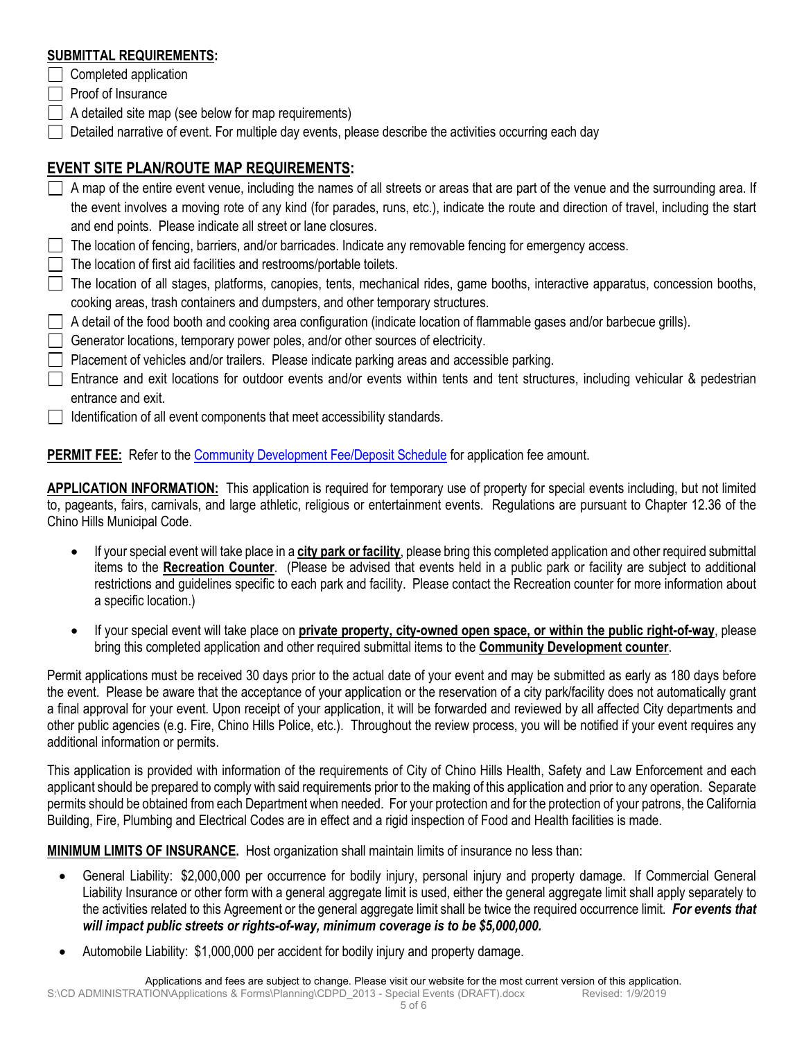**SUBMITTAL REQUIREMENTS:**

- [ ] Completed application
- [ ] Proof of Insurance
- [ ] A detailed site map (see below for map requirements)
- [ ] Detailed narrative of event. For multiple day events, please describe the activities occurring each day

**EVENT SITE PLAN/ROUTE MAP REQUIREMENTS:**

- [ ] A map of the entire event venue, including the names of all streets or areas that are part of the venue and the surrounding area. If the event involves a moving rote of any kind (for parades, runs, etc.), indicate the route and direction of travel, including the start and end points. Please indicate all street or lane closures.
- [ ] The location of fencing, barriers, and/or barricades. Indicate any removable fencing for emergency access.
- [ ] The location of first aid facilities and restrooms/portable toilets.
- [ ] The location of all stages, platforms, canopies, tents, mechanical rides, game booths, interactive apparatus, concession booths, cooking areas, trash containers and dumpsters, and other temporary structures.
- [ ] A detail of the food booth and cooking area configuration (indicate location of flammable gases and/or barbecue grills).
- [ ] Generator locations, temporary power poles, and/or other sources of electricity.
- [ ] Placement of vehicles and/or trailers. Please indicate parking areas and accessible parking.
- [ ] Entrance and exit locations for outdoor events and/or events within tents and tent structures, including vehicular & pedestrian entrance and exit.
- [ ] Identification of all event components that meet accessibility standards.

**PERMIT FEE:** Refer to the Community Development Fee/Deposit Schedule for application fee amount.

**APPLICATION INFORMATION:** This application is required for temporary use of property for special events including, but not limited to, pageants, fairs, carnivals, and large athletic, religious or entertainment events. Regulations are pursuant to Chapter 12.36 of the Chino Hills Municipal Code.

- If your special event will take place in a **city park or facility**, please bring this completed application and other required submittal items to the **Recreation Counter**. (Please be advised that events held in a public park or facility are subject to additional restrictions and guidelines specific to each park and facility. Please contact the Recreation counter for more information about a specific location.)
- If your special event will take place on **private property, city-owned open space, or within the public right-of-way**, please bring this completed application and other required submittal items to the **Community Development counter**.

Permit applications must be received 30 days prior to the actual date of your event and may be submitted as early as 180 days before the event. Please be aware that the acceptance of your application or the reservation of a city park/facility does not automatically grant a final approval for your event. Upon receipt of your application, it will be forwarded and reviewed by all affected City departments and other public agencies (e.g. Fire, Chino Hills Police, etc.). Throughout the review process, you will be notified if your event requires any additional information or permits.

This application is provided with information of the requirements of City of Chino Hills Health, Safety and Law Enforcement and each applicant should be prepared to comply with said requirements prior to the making of this application and prior to any operation. Separate permits should be obtained from each Department when needed. For your protection and for the protection of your patrons, the California Building, Fire, Plumbing and Electrical Codes are in effect and a rigid inspection of Food and Health facilities is made.

**MINIMUM LIMITS OF INSURANCE.** Host organization shall maintain limits of insurance no less than:

- General Liability: $2,000,000 per occurrence for bodily injury, personal injury and property damage. If Commercial General Liability Insurance or other form with a general aggregate limit is used, either the general aggregate limit shall apply separately to the activities related to this Agreement or the general aggregate limit shall be twice the required occurrence limit. ***For events that will impact public streets or rights-of-way, minimum coverage is to be $5,000,000.***
- Automobile Liability: $1,000,000 per accident for bodily injury and property damage.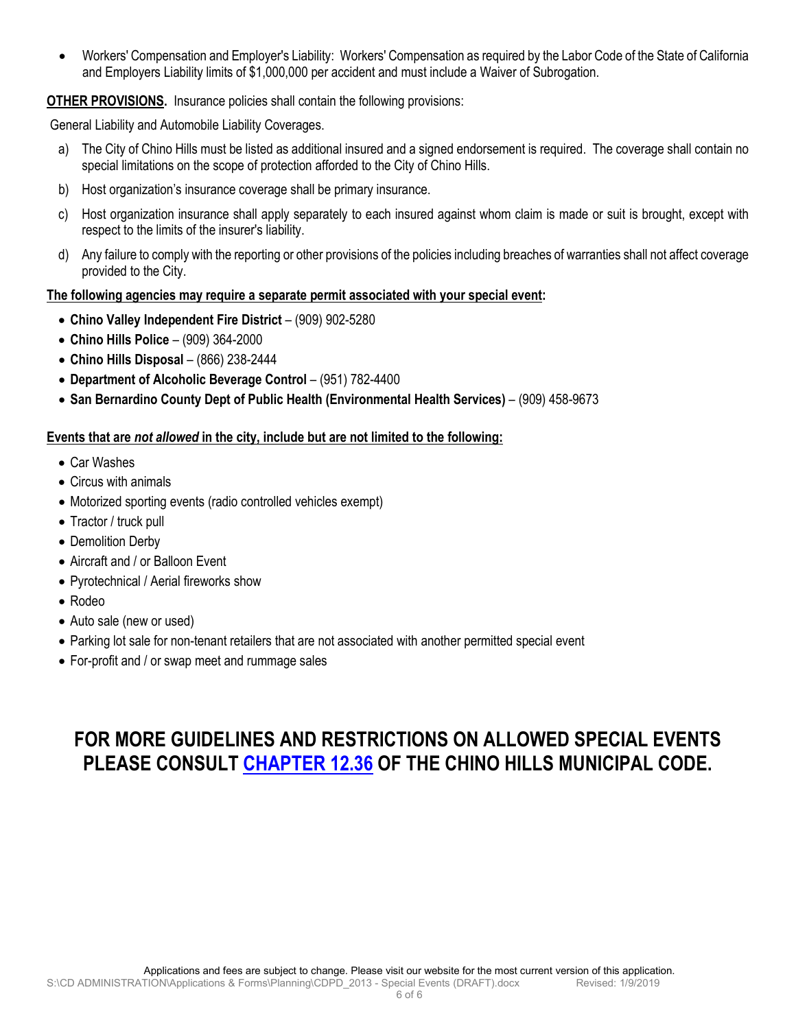- Workers' Compensation and Employer's Liability: Workers' Compensation as required by the Labor Code of the State of California and Employers Liability limits of $1,000,000 per accident and must include a Waiver of Subrogation.

**OTHER PROVISIONS.** Insurance policies shall contain the following provisions:

General Liability and Automobile Liability Coverages.

a) The City of Chino Hills must be listed as additional insured and a signed endorsement is required. The coverage shall contain no special limitations on the scope of protection afforded to the City of Chino Hills.

b) Host organization's insurance coverage shall be primary insurance.

c) Host organization insurance shall apply separately to each insured against whom claim is made or suit is brought, except with respect to the limits of the insurer's liability.

d) Any failure to comply with the reporting or other provisions of the policies including breaches of warranties shall not affect coverage provided to the City.

**The following agencies may require a separate permit associated with your special event:**

- **Chino Valley Independent Fire District** – (909) 902-5280
- **Chino Hills Police** – (909) 364-2000
- **Chino Hills Disposal** – (866) 238-2444
- **Department of Alcoholic Beverage Control** – (951) 782-4400
- **San Bernardino County Dept of Public Health (Environmental Health Services)** – (909) 458-9673

**Events that are *not allowed* in the city, include but are not limited to the following:**

- Car Washes
- Circus with animals
- Motorized sporting events (radio controlled vehicles exempt)
- Tractor / truck pull
- Demolition Derby
- Aircraft and / or Balloon Event
- Pyrotechnical / Aerial fireworks show
- Rodeo
- Auto sale (new or used)
- Parking lot sale for non-tenant retailers that are not associated with another permitted special event
- For-profit and / or swap meet and rummage sales

## FOR MORE GUIDELINES AND RESTRICTIONS ON ALLOWED SPECIAL EVENTS PLEASE CONSULT CHAPTER 12.36 OF THE CHINO HILLS MUNICIPAL CODE.

Applications and fees are subject to change. Please visit our website for the most current version of this application.